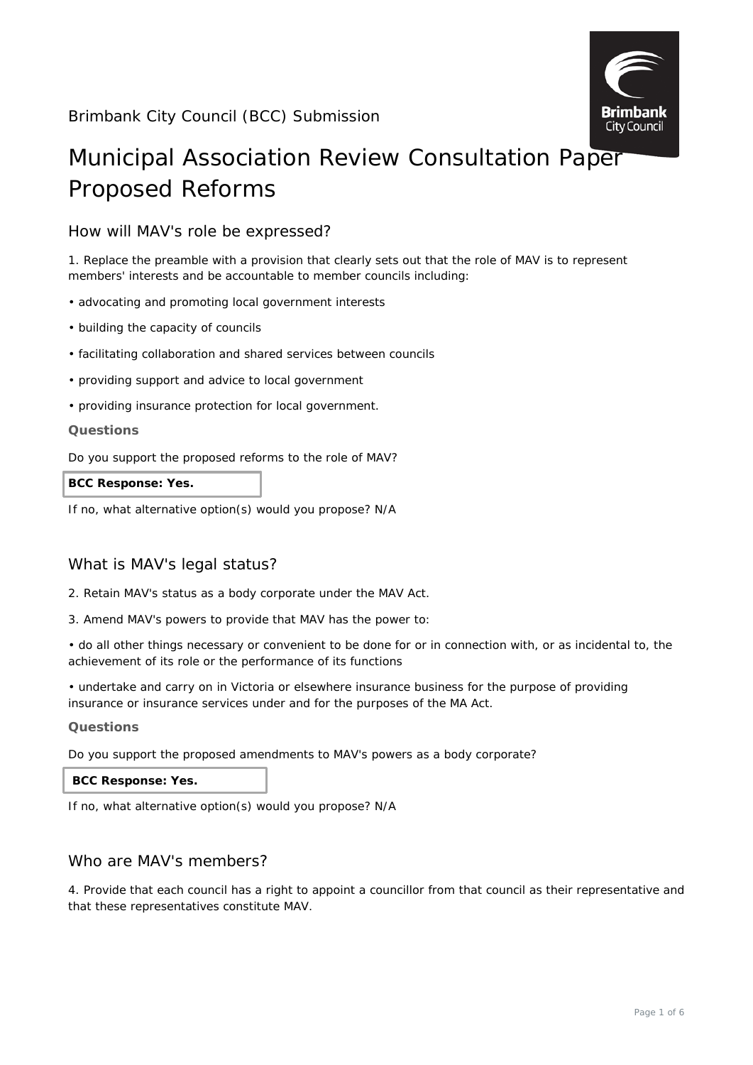Brimbank City Council (BCC) Submission

# Municipal Association Review Consultation Paper Proposed Reforms

## How will MAV's role be expressed?

1. Replace the preamble with a provision that clearly sets out that the role of MAV is to represent members' interests and be accountable to member councils including:

• advocating and promoting local government interests

• building the capacity of councils

• facilitating collaboration and shared services between councils

• providing support and advice to local government

• providing insurance protection for local government.

### Questions

Do you support the proposed reforms to the role of MAV?

**BCC Response: Yes.**

If no, what alternative option(s) would you propose? N/A

## What is MAV's legal status?

2. Retain MAV's status as a body corporate under the MAV Act.

3. Amend MAV's powers to provide that MAV has the power to:

• do all other things necessary or convenient to be done for or in connection with, or as incidental to, the achievement of its role or the performance of its functions

• undertake and carry on in Victoria or elsewhere insurance business for the purpose of providing insurance or insurance services under and for the purposes of the MA Act.

### Questions

Do you support the proposed amendments to MAV's powers as a body corporate?

**BCC Response: Yes.**

If no, what alternative option(s) would you propose? N/A

## Who are MAV's members?

4. Provide that each council has a right to appoint a councillor from that council as their representative and that these representatives constitute MAV.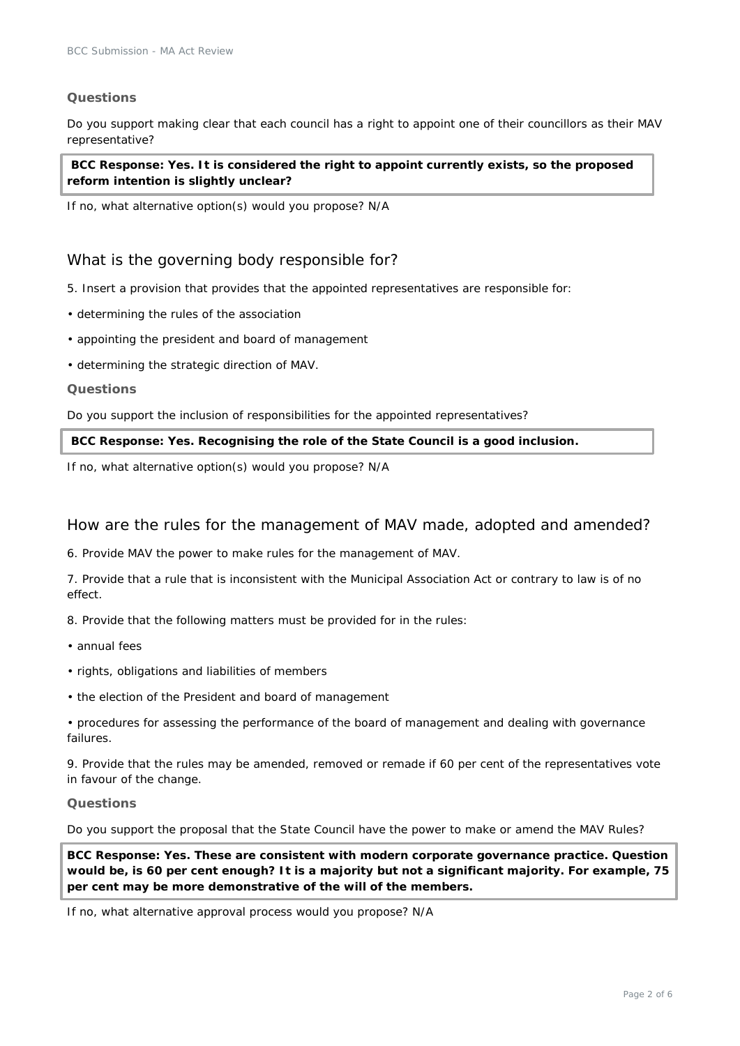### Questions

Do you support making clear that each council has a right to appoint one of their councillors as their MAV representative?

> **BCC Response: Yes. It is considered the right to appoint currently exists, so the proposed reform intention is slightly unclear?**

If no, what alternative option(s) would you propose? N/A

## What is the governing body responsible for?

5. Insert a provision that provides that the appointed representatives are responsible for:

- determining the rules of the association
- appointing the president and board of management
- determining the strategic direction of MAV.

### Questions

Do you support the inclusion of responsibilities for the appointed representatives?

> **BCC Response: Yes. Recognising the role of the State Council is a good inclusion.**

If no, what alternative option(s) would you propose? N/A

## How are the rules for the management of MAV made, adopted and amended?

6. Provide MAV the power to make rules for the management of MAV.

7. Provide that a rule that is inconsistent with the Municipal Association Act or contrary to law is of no effect.

8. Provide that the following matters must be provided for in the rules:

- annual fees
- rights, obligations and liabilities of members
- the election of the President and board of management
- procedures for assessing the performance of the board of management and dealing with governance failures.

9. Provide that the rules may be amended, removed or remade if 60 per cent of the representatives vote in favour of the change.

### Questions

Do you support the proposal that the State Council have the power to make or amend the MAV Rules?

> **BCC Response: Yes. These are consistent with modern corporate governance practice. Question would be, is 60 per cent enough? It is a majority but not a significant majority. For example, 75 per cent may be more demonstrative of the will of the members.**

If no, what alternative approval process would you propose? N/A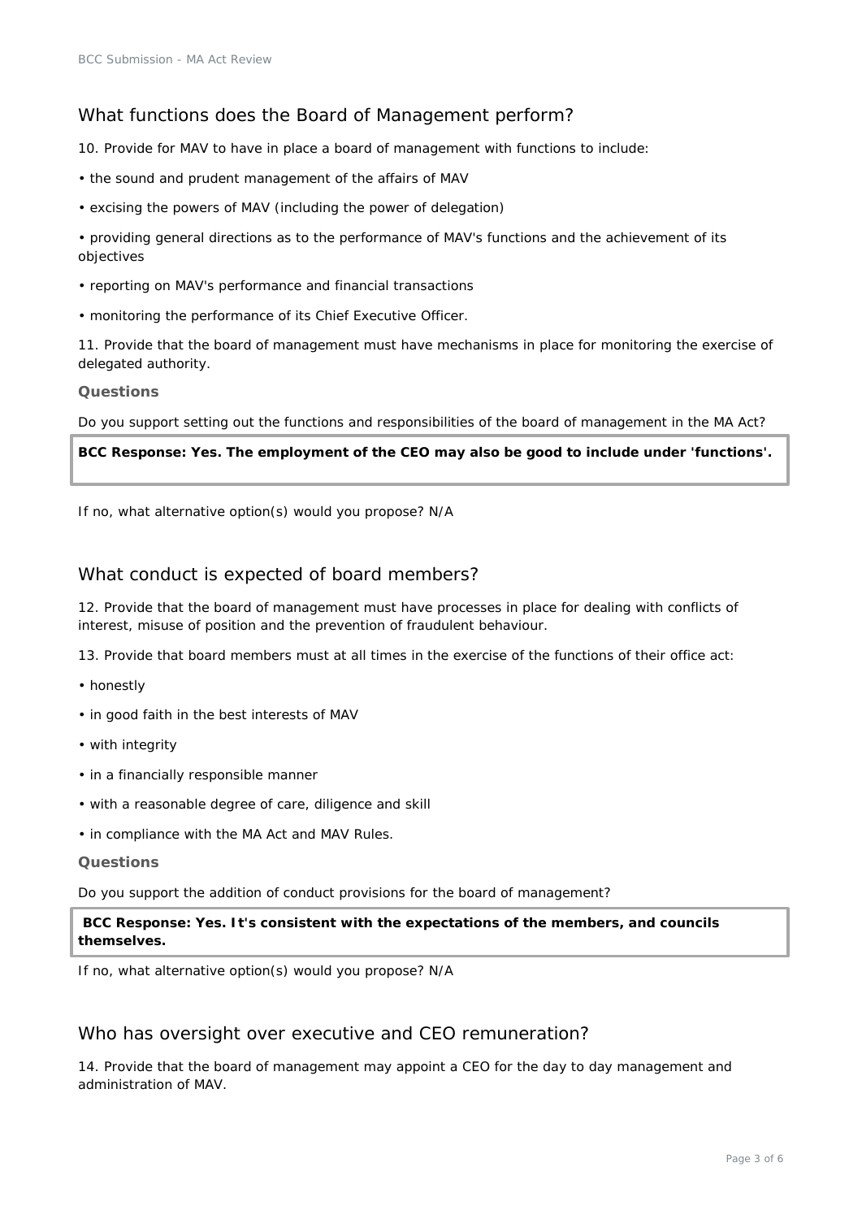## What functions does the Board of Management perform?

10. Provide for MAV to have in place a board of management with functions to include:

- the sound and prudent management of the affairs of MAV
- excising the powers of MAV (including the power of delegation)
- providing general directions as to the performance of MAV's functions and the achievement of its objectives
- reporting on MAV's performance and financial transactions
- monitoring the performance of its Chief Executive Officer.

11. Provide that the board of management must have mechanisms in place for monitoring the exercise of delegated authority.

### Questions

Do you support setting out the functions and responsibilities of the board of management in the MA Act?

**BCC Response: Yes. The employment of the CEO may also be good to include under 'functions'.**

*If no, what alternative option(s) would you propose?* N/A

## What conduct is expected of board members?

12. Provide that the board of management must have processes in place for dealing with conflicts of interest, misuse of position and the prevention of fraudulent behaviour.

13. Provide that board members must at all times in the exercise of the functions of their office act:

- honestly
- in good faith in the best interests of MAV
- with integrity
- in a financially responsible manner
- with a reasonable degree of care, diligence and skill
- in compliance with the MA Act and MAV Rules.

### Questions

Do you support the addition of conduct provisions for the board of management?

**BCC Response: Yes. It's consistent with the expectations of the members, and councils themselves.**

*If no, what alternative option(s) would you propose?* N/A

## Who has oversight over executive and CEO remuneration?

14. Provide that the board of management may appoint a CEO for the day to day management and administration of MAV.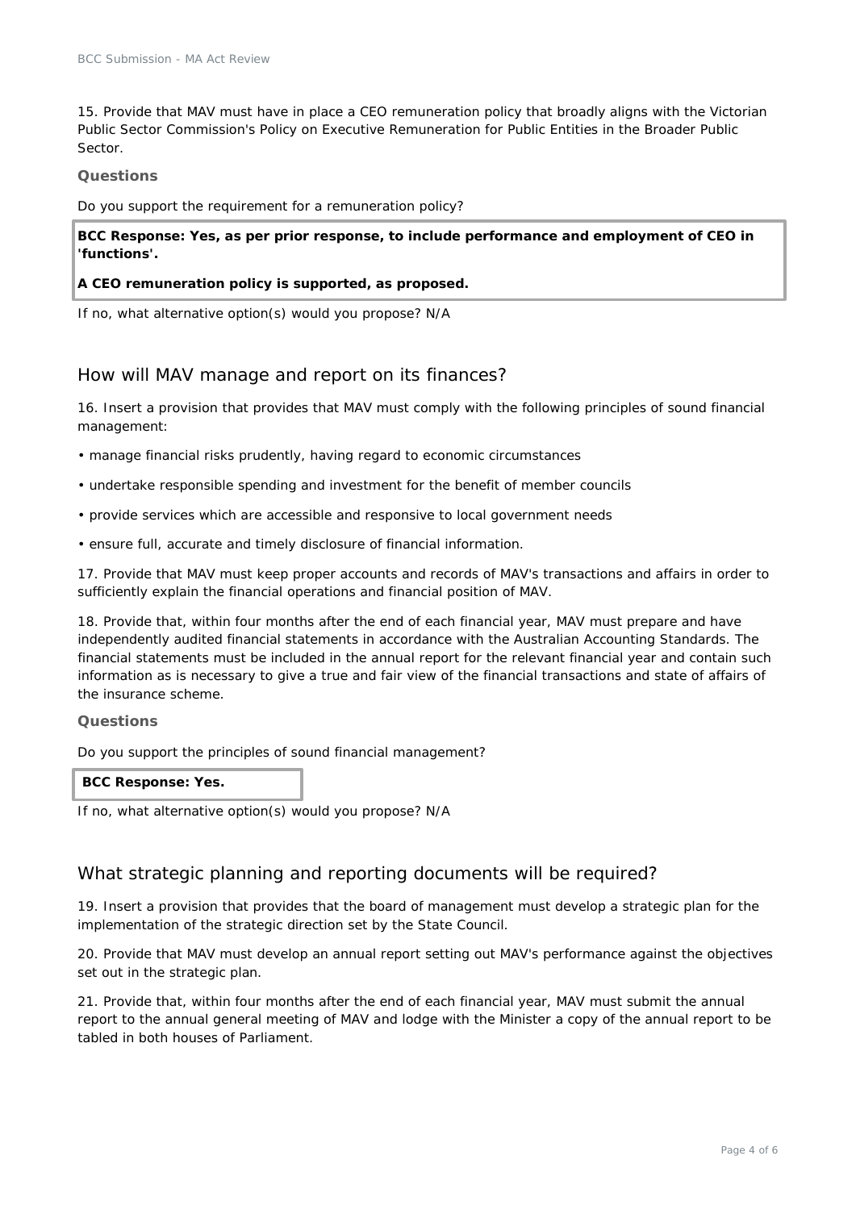15. Provide that MAV must have in place a CEO remuneration policy that broadly aligns with the Victorian Public Sector Commission's Policy on Executive Remuneration for Public Entities in the Broader Public Sector.

### Questions

Do you support the requirement for a remuneration policy?

**BCC Response: Yes, as per prior response, to include performance and employment of CEO in 'functions'.**

**A CEO remuneration policy is supported, as proposed.**

If no, what alternative option(s) would you propose? N/A

## How will MAV manage and report on its finances?

16. Insert a provision that provides that MAV must comply with the following principles of sound financial management:

- manage financial risks prudently, having regard to economic circumstances
- undertake responsible spending and investment for the benefit of member councils
- provide services which are accessible and responsive to local government needs
- ensure full, accurate and timely disclosure of financial information.

17. Provide that MAV must keep proper accounts and records of MAV's transactions and affairs in order to sufficiently explain the financial operations and financial position of MAV.

18. Provide that, within four months after the end of each financial year, MAV must prepare and have independently audited financial statements in accordance with the Australian Accounting Standards. The financial statements must be included in the annual report for the relevant financial year and contain such information as is necessary to give a true and fair view of the financial transactions and state of affairs of the insurance scheme.

### Questions

Do you support the principles of sound financial management?

**BCC Response: Yes.**

If no, what alternative option(s) would you propose? N/A

## What strategic planning and reporting documents will be required?

19. Insert a provision that provides that the board of management must develop a strategic plan for the implementation of the strategic direction set by the State Council.

20. Provide that MAV must develop an annual report setting out MAV's performance against the objectives set out in the strategic plan.

21. Provide that, within four months after the end of each financial year, MAV must submit the annual report to the annual general meeting of MAV and lodge with the Minister a copy of the annual report to be tabled in both houses of Parliament.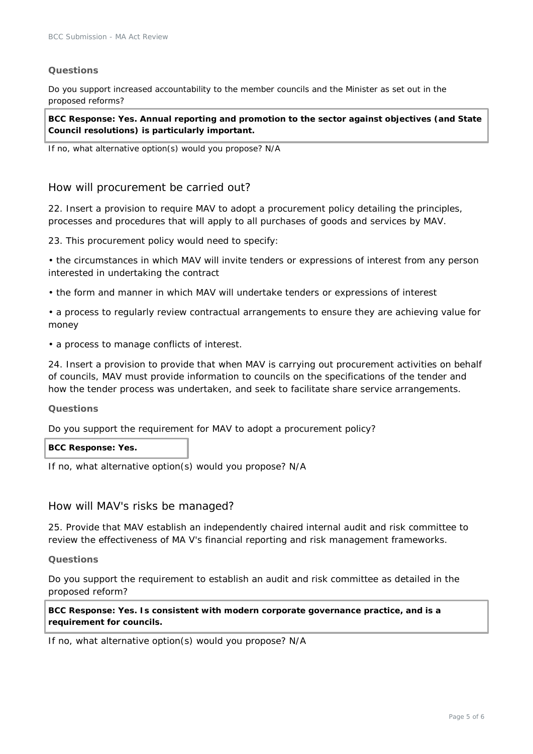#### Questions

Do you support increased accountability to the member councils and the Minister as set out in the proposed reforms?

**BCC Response: Yes. Annual reporting and promotion to the sector against objectives (and State Council resolutions) is particularly important.**

If no, what alternative option(s) would you propose? N/A

## How will procurement be carried out?

22. Insert a provision to require MAV to adopt a procurement policy detailing the principles, processes and procedures that will apply to all purchases of goods and services by MAV.

23. This procurement policy would need to specify:

• the circumstances in which MAV will invite tenders or expressions of interest from any person interested in undertaking the contract

• the form and manner in which MAV will undertake tenders or expressions of interest

• a process to regularly review contractual arrangements to ensure they are achieving value for money

• a process to manage conflicts of interest.

24. Insert a provision to provide that when MAV is carrying out procurement activities on behalf of councils, MAV must provide information to councils on the specifications of the tender and how the tender process was undertaken, and seek to facilitate share service arrangements.

#### Questions

Do you support the requirement for MAV to adopt a procurement policy?

**BCC Response: Yes.**

If no, what alternative option(s) would you propose? N/A

## How will MAV's risks be managed?

25. Provide that MAV establish an independently chaired internal audit and risk committee to review the effectiveness of MA V's financial reporting and risk management frameworks.

#### Questions

Do you support the requirement to establish an audit and risk committee as detailed in the proposed reform?

**BCC Response: Yes. Is consistent with modern corporate governance practice, and is a requirement for councils.**

If no, what alternative option(s) would you propose? N/A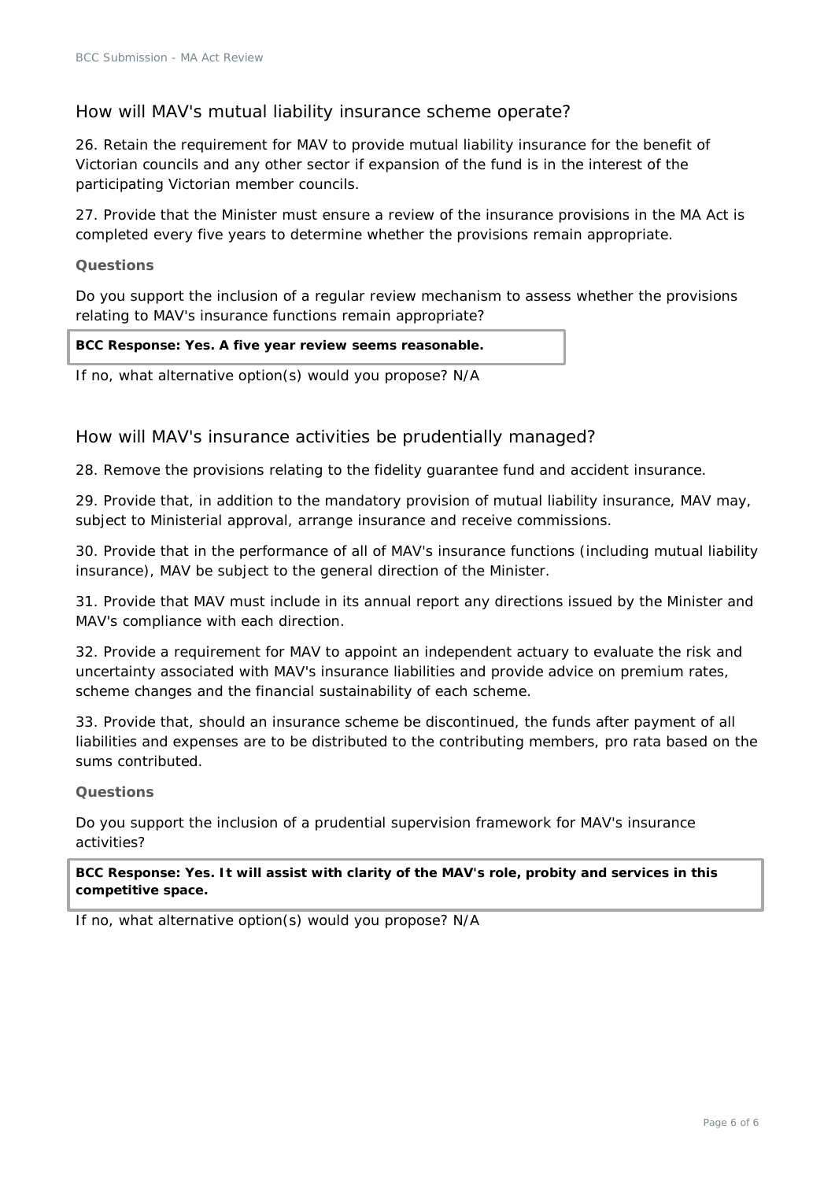## How will MAV's mutual liability insurance scheme operate?

26. Retain the requirement for MAV to provide mutual liability insurance for the benefit of Victorian councils and any other sector if expansion of the fund is in the interest of the participating Victorian member councils.

27. Provide that the Minister must ensure a review of the insurance provisions in the MA Act is completed every five years to determine whether the provisions remain appropriate.

### Questions

Do you support the inclusion of a regular review mechanism to assess whether the provisions relating to MAV's insurance functions remain appropriate?

**BCC Response: Yes. A five year review seems reasonable.**

If no, what alternative option(s) would you propose? N/A

## How will MAV's insurance activities be prudentially managed?

28. Remove the provisions relating to the fidelity guarantee fund and accident insurance.

29. Provide that, in addition to the mandatory provision of mutual liability insurance, MAV may, subject to Ministerial approval, arrange insurance and receive commissions.

30. Provide that in the performance of all of MAV's insurance functions (including mutual liability insurance), MAV be subject to the general direction of the Minister.

31. Provide that MAV must include in its annual report any directions issued by the Minister and MAV's compliance with each direction.

32. Provide a requirement for MAV to appoint an independent actuary to evaluate the risk and uncertainty associated with MAV's insurance liabilities and provide advice on premium rates, scheme changes and the financial sustainability of each scheme.

33. Provide that, should an insurance scheme be discontinued, the funds after payment of all liabilities and expenses are to be distributed to the contributing members, pro rata based on the sums contributed.

### Questions

Do you support the inclusion of a prudential supervision framework for MAV's insurance activities?

**BCC Response: Yes. It will assist with clarity of the MAV's role, probity and services in this competitive space.**

If no, what alternative option(s) would you propose? N/A